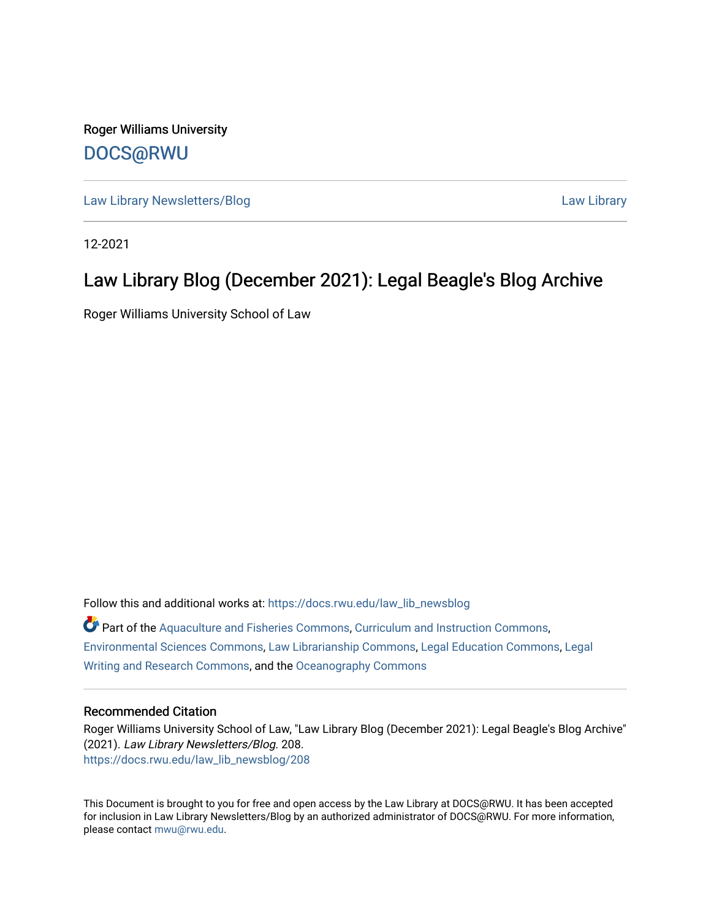Roger Williams University

DOCS@RWU

Law Library Newsletters/Blog

Law Library

12-2021

# Law Library Blog (December 2021): Legal Beagle's Blog Archive

Roger Williams University School of Law

Follow this and additional works at: https://docs.rwu.edu/law_lib_newsblog

Part of the Aquaculture and Fisheries Commons, Curriculum and Instruction Commons, Environmental Sciences Commons, Law Librarianship Commons, Legal Education Commons, Legal Writing and Research Commons, and the Oceanography Commons

## Recommended Citation

Roger Williams University School of Law, "Law Library Blog (December 2021): Legal Beagle's Blog Archive" (2021). *Law Library Newsletters/Blog*. 208.
https://docs.rwu.edu/law_lib_newsblog/208

This Document is brought to you for free and open access by the Law Library at DOCS@RWU. It has been accepted for inclusion in Law Library Newsletters/Blog by an authorized administrator of DOCS@RWU. For more information, please contact mwu@rwu.edu.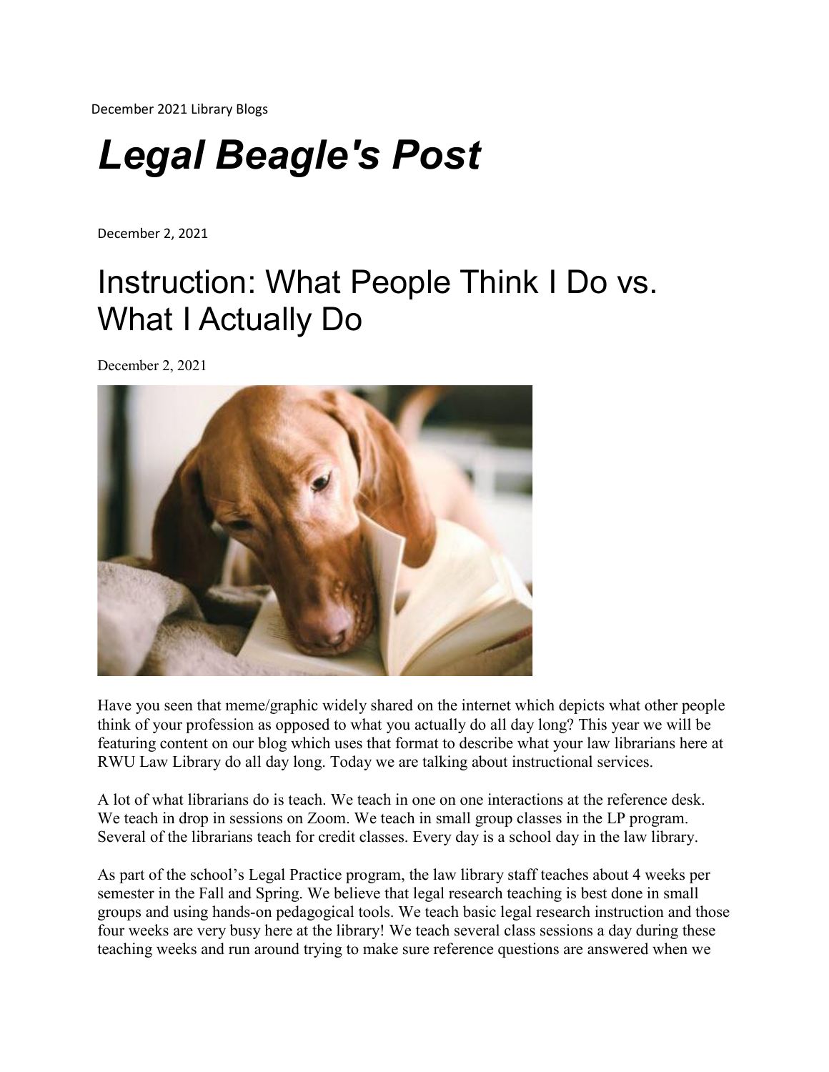December 2021 Library Blogs

# *Legal Beagle's Post*

December 2, 2021

## Instruction: What People Think I Do vs. What I Actually Do

December 2, 2021

Have you seen that meme/graphic widely shared on the internet which depicts what other people think of your profession as opposed to what you actually do all day long? This year we will be featuring content on our blog which uses that format to describe what your law librarians here at RWU Law Library do all day long. Today we are talking about instructional services.

A lot of what librarians do is teach. We teach in one on one interactions at the reference desk. We teach in drop in sessions on Zoom. We teach in small group classes in the LP program. Several of the librarians teach for credit classes. Every day is a school day in the law library.

As part of the school's Legal Practice program, the law library staff teaches about 4 weeks per semester in the Fall and Spring. We believe that legal research teaching is best done in small groups and using hands-on pedagogical tools. We teach basic legal research instruction and those four weeks are very busy here at the library! We teach several class sessions a day during these teaching weeks and run around trying to make sure reference questions are answered when we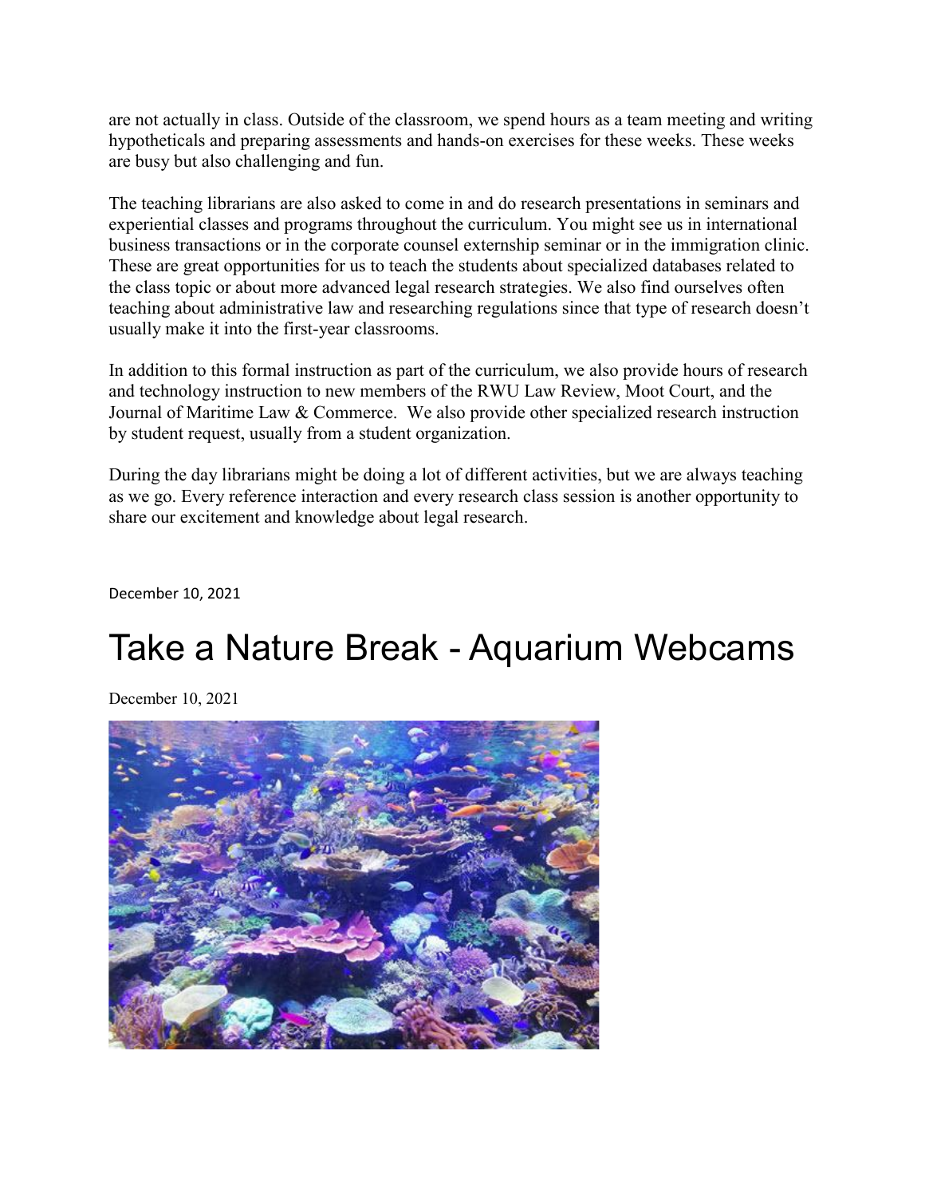are not actually in class. Outside of the classroom, we spend hours as a team meeting and writing hypotheticals and preparing assessments and hands-on exercises for these weeks. These weeks are busy but also challenging and fun.

The teaching librarians are also asked to come in and do research presentations in seminars and experiential classes and programs throughout the curriculum. You might see us in international business transactions or in the corporate counsel externship seminar or in the immigration clinic. These are great opportunities for us to teach the students about specialized databases related to the class topic or about more advanced legal research strategies. We also find ourselves often teaching about administrative law and researching regulations since that type of research doesn't usually make it into the first-year classrooms.

In addition to this formal instruction as part of the curriculum, we also provide hours of research and technology instruction to new members of the RWU Law Review, Moot Court, and the Journal of Maritime Law & Commerce. We also provide other specialized research instruction by student request, usually from a student organization.

During the day librarians might be doing a lot of different activities, but we are always teaching as we go. Every reference interaction and every research class session is another opportunity to share our excitement and knowledge about legal research.

December 10, 2021

# Take a Nature Break - Aquarium Webcams

December 10, 2021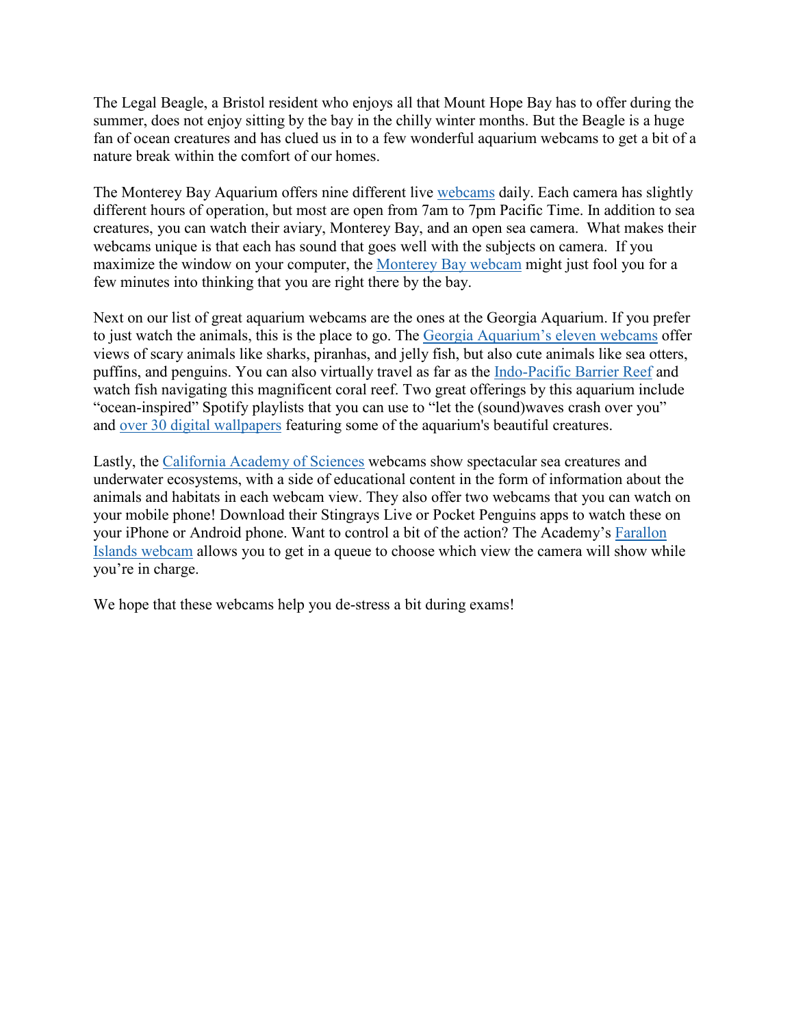The Legal Beagle, a Bristol resident who enjoys all that Mount Hope Bay has to offer during the summer, does not enjoy sitting by the bay in the chilly winter months. But the Beagle is a huge fan of ocean creatures and has clued us in to a few wonderful aquarium webcams to get a bit of a nature break within the comfort of our homes.

The Monterey Bay Aquarium offers nine different live webcams daily. Each camera has slightly different hours of operation, but most are open from 7am to 7pm Pacific Time. In addition to sea creatures, you can watch their aviary, Monterey Bay, and an open sea camera. What makes their webcams unique is that each has sound that goes well with the subjects on camera. If you maximize the window on your computer, the Monterey Bay webcam might just fool you for a few minutes into thinking that you are right there by the bay.

Next on our list of great aquarium webcams are the ones at the Georgia Aquarium. If you prefer to just watch the animals, this is the place to go. The Georgia Aquarium's eleven webcams offer views of scary animals like sharks, piranhas, and jelly fish, but also cute animals like sea otters, puffins, and penguins. You can also virtually travel as far as the Indo-Pacific Barrier Reef and watch fish navigating this magnificent coral reef. Two great offerings by this aquarium include "ocean-inspired" Spotify playlists that you can use to "let the (sound)waves crash over you" and over 30 digital wallpapers featuring some of the aquarium's beautiful creatures.

Lastly, the California Academy of Sciences webcams show spectacular sea creatures and underwater ecosystems, with a side of educational content in the form of information about the animals and habitats in each webcam view. They also offer two webcams that you can watch on your mobile phone! Download their Stingrays Live or Pocket Penguins apps to watch these on your iPhone or Android phone. Want to control a bit of the action? The Academy's Farallon Islands webcam allows you to get in a queue to choose which view the camera will show while you're in charge.

We hope that these webcams help you de-stress a bit during exams!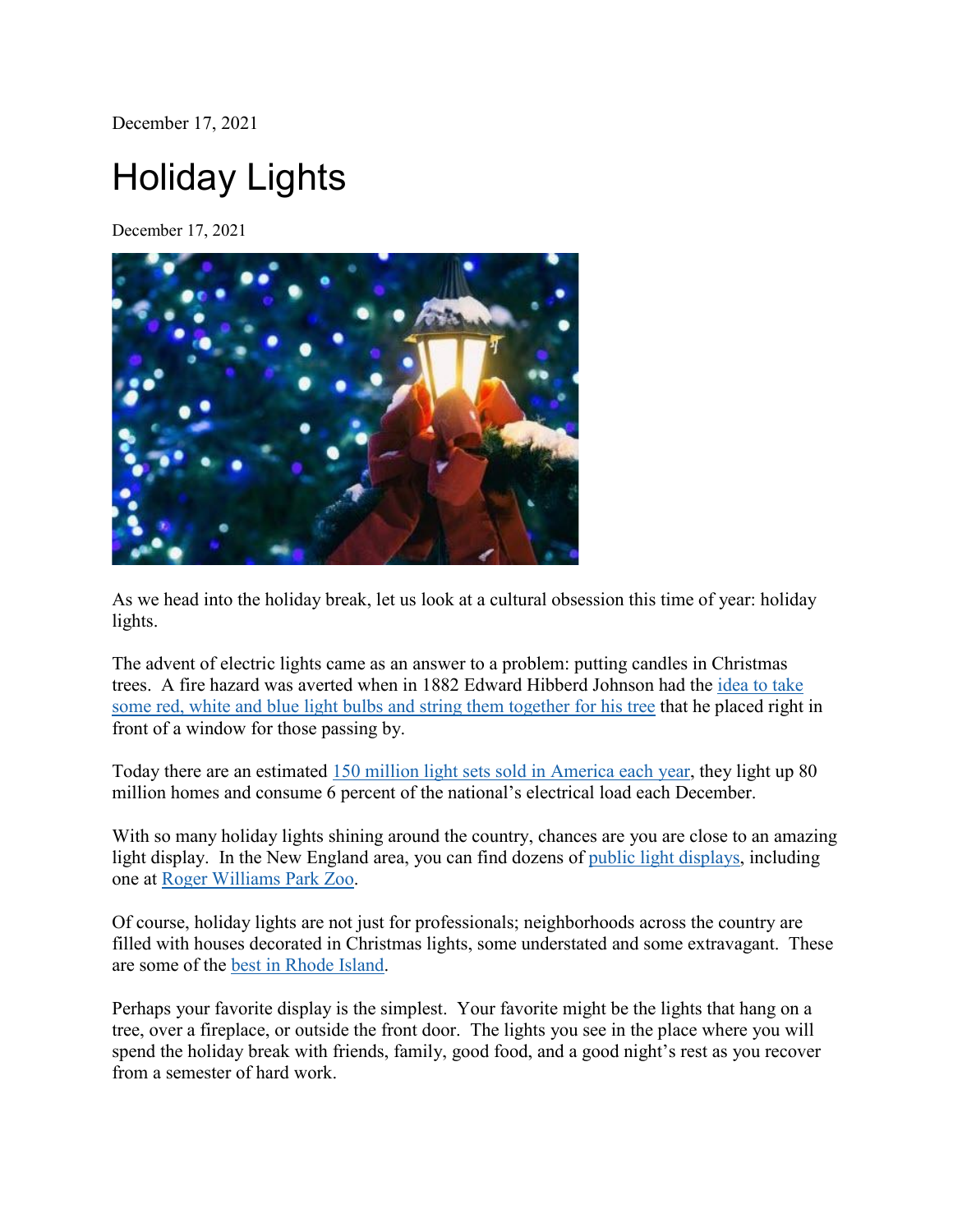December 17, 2021

# Holiday Lights

December 17, 2021

As we head into the holiday break, let us look at a cultural obsession this time of year: holiday lights.

The advent of electric lights came as an answer to a problem: putting candles in Christmas trees. A fire hazard was averted when in 1882 Edward Hibberd Johnson had the idea to take some red, white and blue light bulbs and string them together for his tree that he placed right in front of a window for those passing by.

Today there are an estimated 150 million light sets sold in America each year, they light up 80 million homes and consume 6 percent of the national's electrical load each December.

With so many holiday lights shining around the country, chances are you are close to an amazing light display. In the New England area, you can find dozens of public light displays, including one at Roger Williams Park Zoo.

Of course, holiday lights are not just for professionals; neighborhoods across the country are filled with houses decorated in Christmas lights, some understated and some extravagant. These are some of the best in Rhode Island.

Perhaps your favorite display is the simplest. Your favorite might be the lights that hang on a tree, over a fireplace, or outside the front door. The lights you see in the place where you will spend the holiday break with friends, family, good food, and a good night's rest as you recover from a semester of hard work.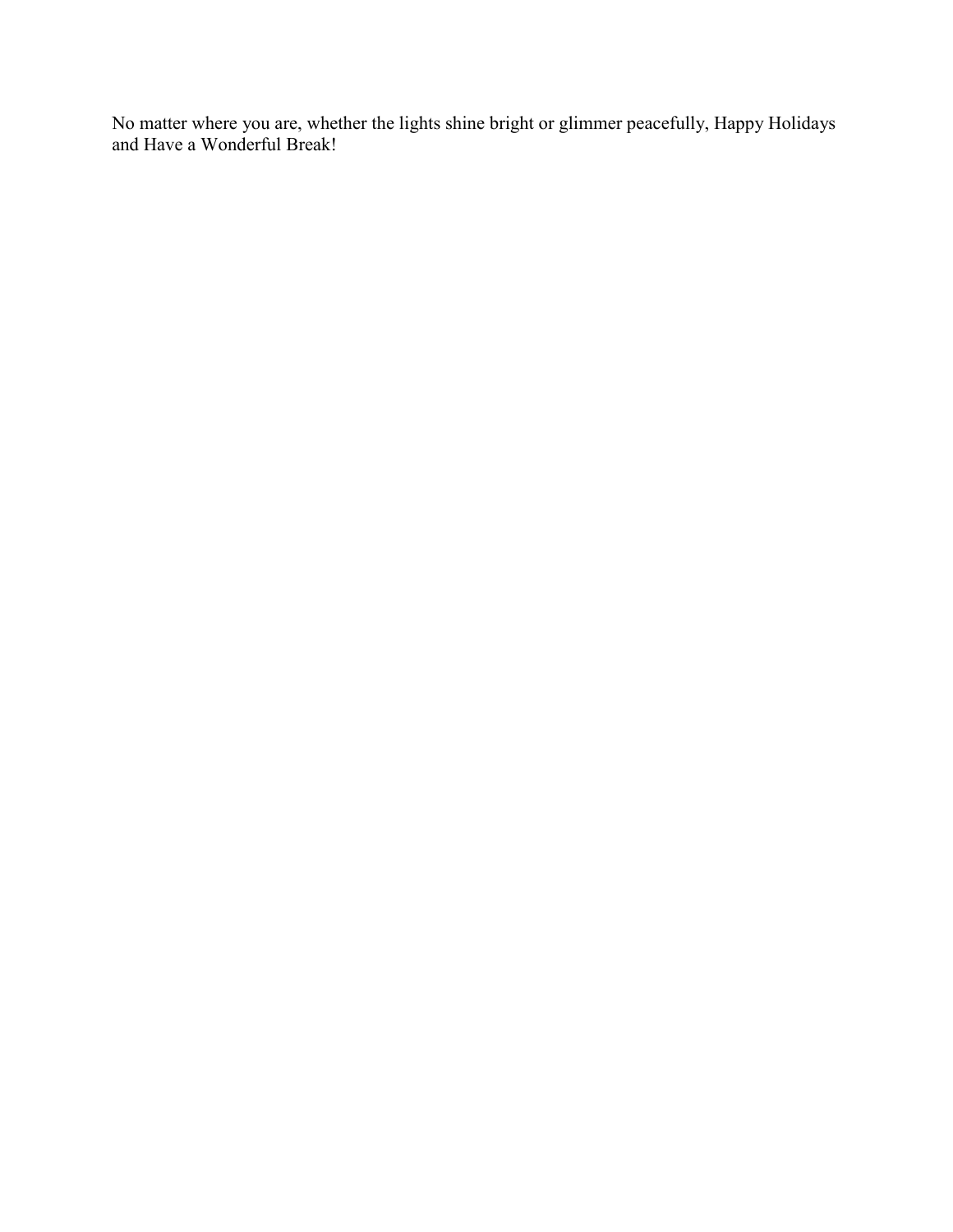No matter where you are, whether the lights shine bright or glimmer peacefully, Happy Holidays and Have a Wonderful Break!